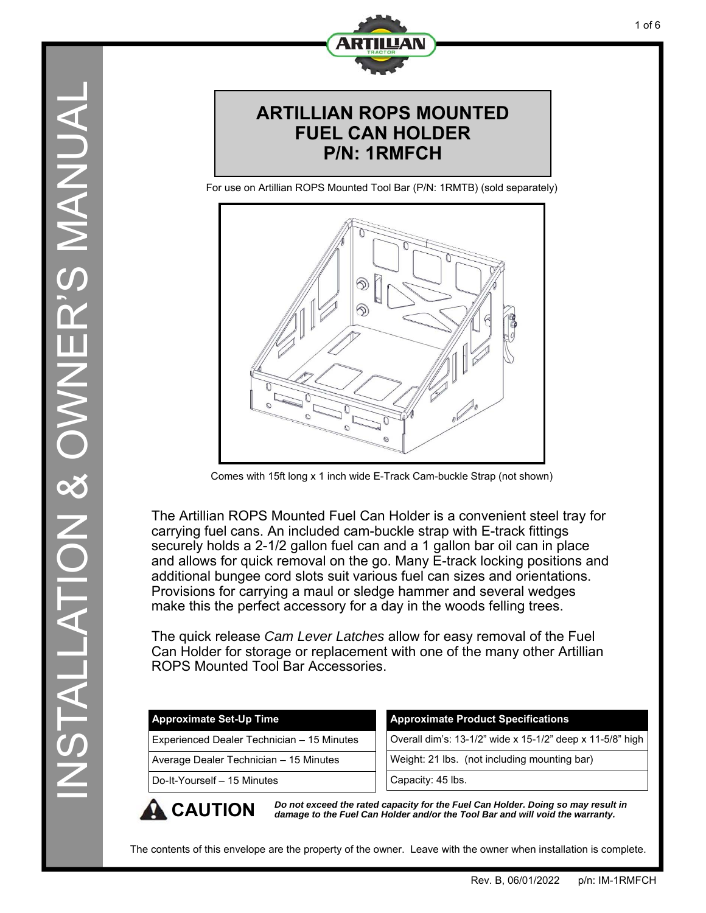INSTALLATION & OWNER'S MANUAL

# ARTILLIAN ROPS MOUNTED FUEL CAN HOLDER P/N: 1RMFCH

For use on Artillian ROPS Mounted Tool Bar (P/N: 1RMTB) (sold separately)

Comes with 15ft long x 1 inch wide E-Track Cam-buckle Strap (not shown)

The Artillian ROPS Mounted Fuel Can Holder is a convenient steel tray for carrying fuel cans. An included cam-buckle strap with E-track fittings securely holds a 2-1/2 gallon fuel can and a 1 gallon bar oil can in place and allows for quick removal on the go. Many E-track locking positions and additional bungee cord slots suit various fuel can sizes and orientations. Provisions for carrying a maul or sledge hammer and several wedges make this the perfect accessory for a day in the woods felling trees.

The quick release *Cam Lever Latches* allow for easy removal of the Fuel Can Holder for storage or replacement with one of the many other Artillian ROPS Mounted Tool Bar Accessories.

| Approximate Set-Up Time |
| --- |
| Experienced Dealer Technician – 15 Minutes |
| Average Dealer Technician – 15 Minutes |
| Do-It-Yourself – 15 Minutes |

| Approximate Product Specifications |
| --- |
| Overall dim's: 13-1/2" wide x 15-1/2" deep x 11-5/8" high |
| Weight: 21 lbs. (not including mounting bar) |
| Capacity: 45 lbs. |

**CAUTION** ***Do not exceed the rated capacity for the Fuel Can Holder. Doing so may result in damage to the Fuel Can Holder and/or the Tool Bar and will void the warranty.***

The contents of this envelope are the property of the owner. Leave with the owner when installation is complete.

Rev. B, 06/01/2022 p/n: IM-1RMFCH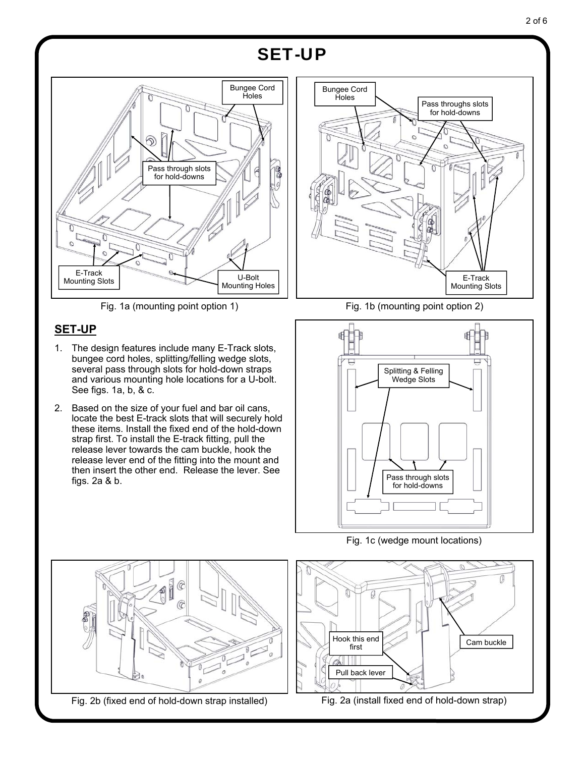# SET-UP

Fig. 1a (mounting point option 1)

Fig. 1b (mounting point option 2)

## SET-UP

1. The design features include many E-Track slots, bungee cord holes, splitting/felling wedge slots, several pass through slots for hold-down straps and various mounting hole locations for a U-bolt. See figs. 1a, b, & c.
2. Based on the size of your fuel and bar oil cans, locate the best E-track slots that will securely hold these items. Install the fixed end of the hold-down strap first. To install the E-track fitting, pull the release lever towards the cam buckle, hook the release lever end of the fitting into the mount and then insert the other end. Release the lever. See figs. 2a & b.

Fig. 1c (wedge mount locations)

Fig. 2b (fixed end of hold-down strap installed)

Fig. 2a (install fixed end of hold-down strap)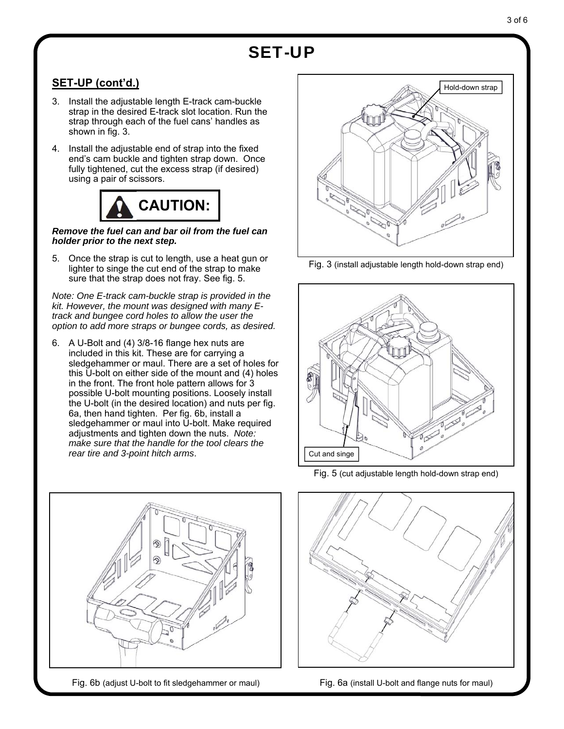# SET-UP

## SET-UP (cont'd.)

3. Install the adjustable length E-track cam-buckle strap in the desired E-track slot location. Run the strap through each of the fuel cans' handles as shown in fig. 3.
4. Install the adjustable end of strap into the fixed end's cam buckle and tighten strap down. Once fully tightened, cut the excess strap (if desired) using a pair of scissors.

**CAUTION:**

***Remove the fuel can and bar oil from the fuel can holder prior to the next step.***

5. Once the strap is cut to length, use a heat gun or lighter to singe the cut end of the strap to make sure that the strap does not fray. See fig. 5.

*Note: One E-track cam-buckle strap is provided in the kit. However, the mount was designed with many E-track and bungee cord holes to allow the user the option to add more straps or bungee cords, as desired.*

6. A U-Bolt and (4) 3/8-16 flange hex nuts are included in this kit. These are for carrying a sledgehammer or maul. There are a set of holes for this U-bolt on either side of the mount and (4) holes in the front. The front hole pattern allows for 3 possible U-bolt mounting positions. Loosely install the U-bolt (in the desired location) and nuts per fig. 6a, then hand tighten. Per fig. 6b, install a sledgehammer or maul into U-bolt. Make required adjustments and tighten down the nuts. *Note: make sure that the handle for the tool clears the rear tire and 3-point hitch arms*.

Hold-down strap

Fig. 3 (install adjustable length hold-down strap end)

Cut and singe

Fig. 5 (cut adjustable length hold-down strap end)

Fig. 6b (adjust U-bolt to fit sledgehammer or maul)

Fig. 6a (install U-bolt and flange nuts for maul)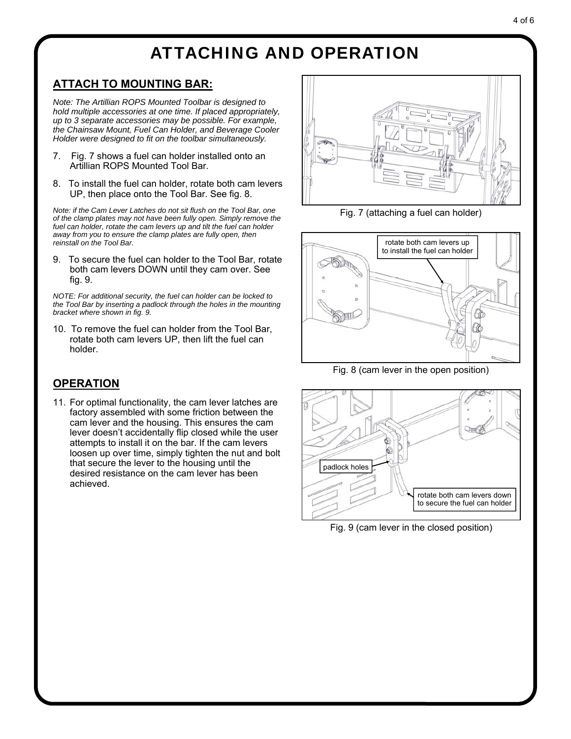# ATTACHING AND OPERATION

## ATTACH TO MOUNTING BAR:

*Note: The Artillian ROPS Mounted Toolbar is designed to hold multiple accessories at one time. If placed appropriately, up to 3 separate accessories may be possible. For example, the Chainsaw Mount, Fuel Can Holder, and Beverage Cooler Holder were designed to fit on the toolbar simultaneously.*

7. Fig. 7 shows a fuel can holder installed onto an Artillian ROPS Mounted Tool Bar.

8. To install the fuel can holder, rotate both cam levers UP, then place onto the Tool Bar. See fig. 8.

*Note: if the Cam Lever Latches do not sit flush on the Tool Bar, one of the clamp plates may not have been fully open. Simply remove the fuel can holder, rotate the cam levers up and tilt the fuel can holder away from you to ensure the clamp plates are fully open, then reinstall on the Tool Bar.*

9. To secure the fuel can holder to the Tool Bar, rotate both cam levers DOWN until they cam over. See fig. 9.

*NOTE: For additional security, the fuel can holder can be locked to the Tool Bar by inserting a padlock through the holes in the mounting bracket where shown in fig. 9.*

10. To remove the fuel can holder from the Tool Bar, rotate both cam levers UP, then lift the fuel can holder.

## OPERATION

11. For optimal functionality, the cam lever latches are factory assembled with some friction between the cam lever and the housing. This ensures the cam lever doesn't accidentally flip closed while the user attempts to install it on the bar. If the cam levers loosen up over time, simply tighten the nut and bolt that secure the lever to the housing until the desired resistance on the cam lever has been achieved.

Fig. 7 (attaching a fuel can holder)

rotate both cam levers up to install the fuel can holder

Fig. 8 (cam lever in the open position)

padlock holes

rotate both cam levers down to secure the fuel can holder

Fig. 9 (cam lever in the closed position)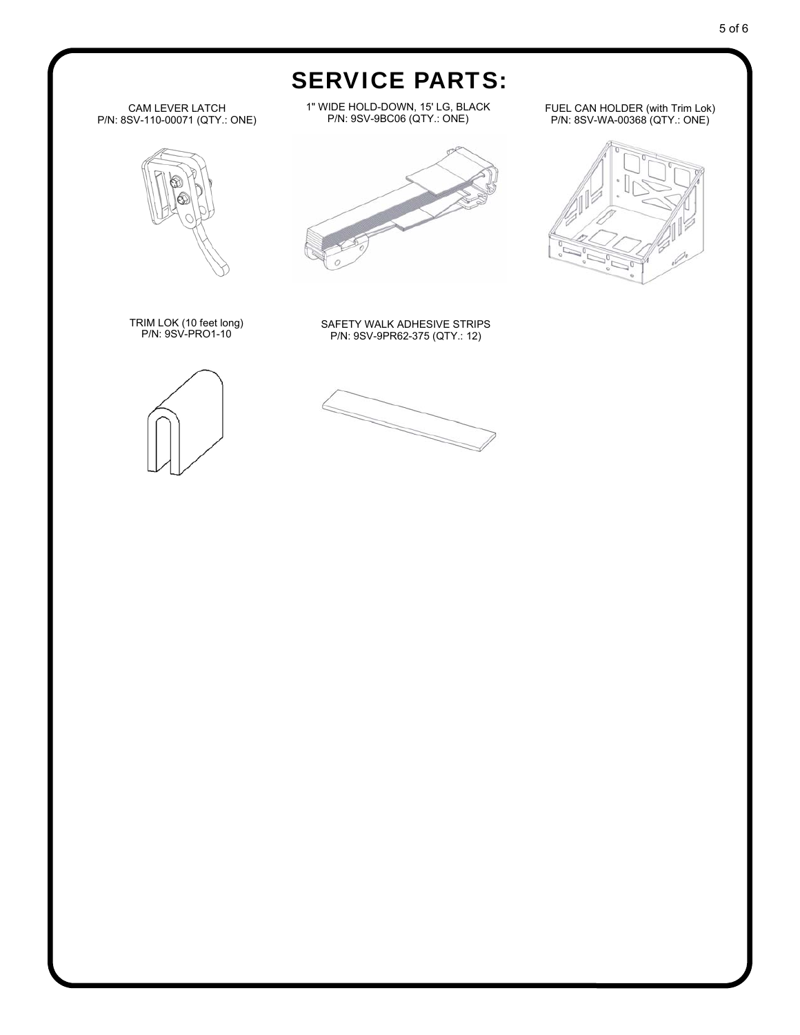# SERVICE PARTS:

CAM LEVER LATCH
P/N: 8SV-110-00071 (QTY.: ONE)

1" WIDE HOLD-DOWN, 15' LG, BLACK
P/N: 9SV-9BC06 (QTY.: ONE)

FUEL CAN HOLDER (with Trim Lok)
P/N: 8SV-WA-00368 (QTY.: ONE)

TRIM LOK (10 feet long)
P/N: 9SV-PRO1-10

SAFETY WALK ADHESIVE STRIPS
P/N: 9SV-9PR62-375 (QTY.: 12)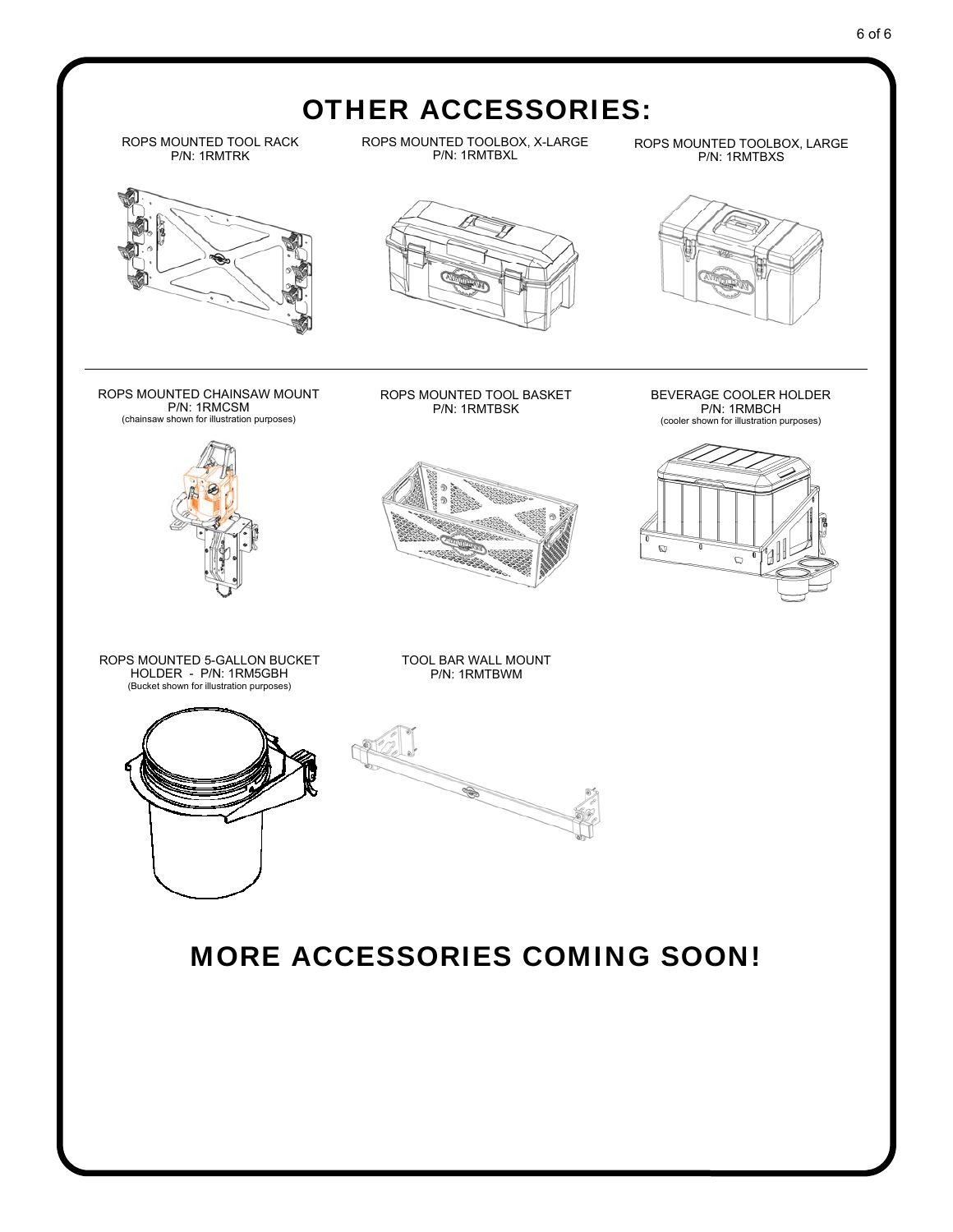# OTHER ACCESSORIES:

ROPS MOUNTED TOOL RACK
P/N: 1RMTRK

ROPS MOUNTED TOOLBOX, X-LARGE
P/N: 1RMTBXL

ROPS MOUNTED TOOLBOX, LARGE
P/N: 1RMTBXS

ROPS MOUNTED CHAINSAW MOUNT
P/N: 1RMCSM
(chainsaw shown for illustration purposes)

ROPS MOUNTED TOOL BASKET
P/N: 1RMTBSK

BEVERAGE COOLER HOLDER
P/N: 1RMBCH
(cooler shown for illustration purposes)

ROPS MOUNTED 5-GALLON BUCKET HOLDER - P/N: 1RM5GBH
(Bucket shown for illustration purposes)

TOOL BAR WALL MOUNT
P/N: 1RMTBWM

# MORE ACCESSORIES COMING SOON!